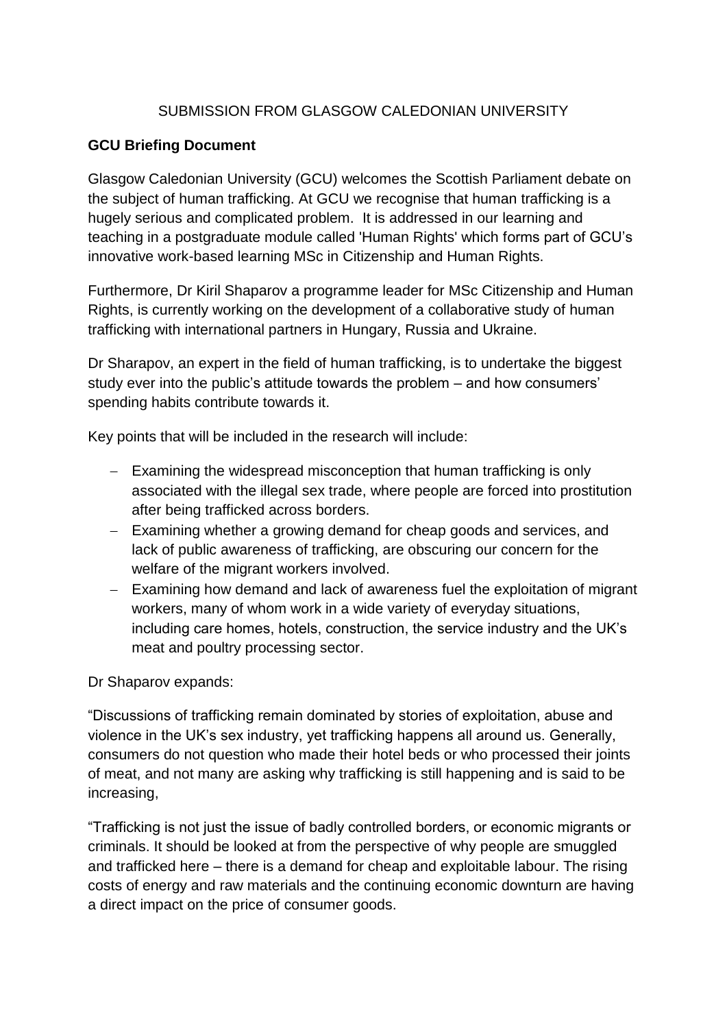SUBMISSION FROM GLASGOW CALEDONIAN UNIVERSITY

**GCU Briefing Document**

Glasgow Caledonian University (GCU) welcomes the Scottish Parliament debate on the subject of human trafficking. At GCU we recognise that human trafficking is a hugely serious and complicated problem. It is addressed in our learning and teaching in a postgraduate module called 'Human Rights' which forms part of GCU's innovative work-based learning MSc in Citizenship and Human Rights.

Furthermore, Dr Kiril Shaparov a programme leader for MSc Citizenship and Human Rights, is currently working on the development of a collaborative study of human trafficking with international partners in Hungary, Russia and Ukraine.

Dr Sharapov, an expert in the field of human trafficking, is to undertake the biggest study ever into the public's attitude towards the problem – and how consumers' spending habits contribute towards it.

Key points that will be included in the research will include:

- Examining the widespread misconception that human trafficking is only associated with the illegal sex trade, where people are forced into prostitution after being trafficked across borders.
- Examining whether a growing demand for cheap goods and services, and lack of public awareness of trafficking, are obscuring our concern for the welfare of the migrant workers involved.
- Examining how demand and lack of awareness fuel the exploitation of migrant workers, many of whom work in a wide variety of everyday situations, including care homes, hotels, construction, the service industry and the UK's meat and poultry processing sector.

Dr Shaparov expands:

"Discussions of trafficking remain dominated by stories of exploitation, abuse and violence in the UK's sex industry, yet trafficking happens all around us. Generally, consumers do not question who made their hotel beds or who processed their joints of meat, and not many are asking why trafficking is still happening and is said to be increasing,

"Trafficking is not just the issue of badly controlled borders, or economic migrants or criminals. It should be looked at from the perspective of why people are smuggled and trafficked here – there is a demand for cheap and exploitable labour. The rising costs of energy and raw materials and the continuing economic downturn are having a direct impact on the price of consumer goods.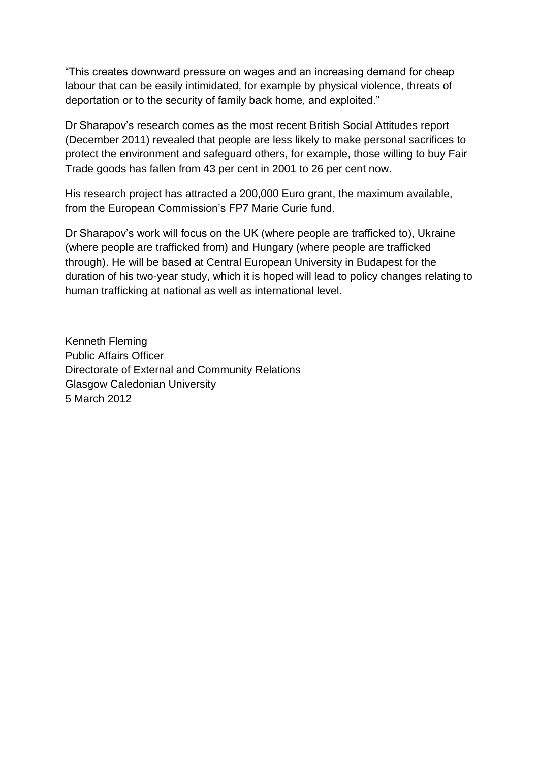"This creates downward pressure on wages and an increasing demand for cheap labour that can be easily intimidated, for example by physical violence, threats of deportation or to the security of family back home, and exploited."

Dr Sharapov's research comes as the most recent British Social Attitudes report (December 2011) revealed that people are less likely to make personal sacrifices to protect the environment and safeguard others, for example, those willing to buy Fair Trade goods has fallen from 43 per cent in 2001 to 26 per cent now.

His research project has attracted a 200,000 Euro grant, the maximum available, from the European Commission's FP7 Marie Curie fund.

Dr Sharapov's work will focus on the UK (where people are trafficked to), Ukraine (where people are trafficked from) and Hungary (where people are trafficked through). He will be based at Central European University in Budapest for the duration of his two-year study, which it is hoped will lead to policy changes relating to human trafficking at national as well as international level.

Kenneth Fleming
Public Affairs Officer
Directorate of External and Community Relations
Glasgow Caledonian University
5 March 2012